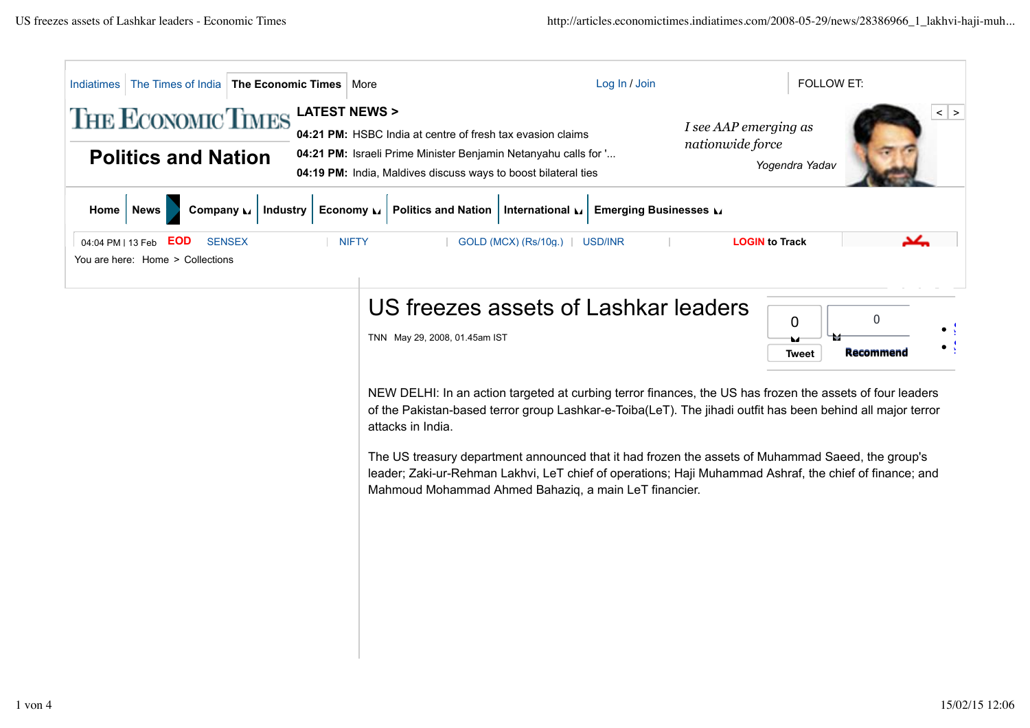Indiatimes | The Times of India | **The Economic Times** | More

Log In / Join

FOLLOW ET:

**THE ECONOMIC TIMES**

## Politics and Nation

**LATEST NEWS >**

**04:21 PM:** HSBC India at centre of fresh tax evasion claims

**04:21 PM:** Israeli Prime Minister Benjamin Netanyahu calls for '...

**04:19 PM:** India, Maldives discuss ways to boost bilateral ties

*I see AAP emerging as nationwide force*

Yogendra Yadav

**Home** | **News** | **Company** | **Industry** | **Economy** | **Politics and Nation** | **International** | **Emerging Businesses**

04:04 PM | 13 Feb **EOD** SENSEX | NIFTY | GOLD (MCX) (Rs/10g.) | USD/INR | **LOGIN to Track**

You are here: Home > Collections

# US freezes assets of Lashkar leaders

TNN May 29, 2008, 01.45am IST

0 Tweet | 0 Recommend

NEW DELHI: In an action targeted at curbing terror finances, the US has frozen the assets of four leaders of the Pakistan-based terror group Lashkar-e-Toiba(LeT). The jihadi outfit has been behind all major terror attacks in India.

The US treasury department announced that it had frozen the assets of Muhammad Saeed, the group's leader; Zaki-ur-Rehman Lakhvi, LeT chief of operations; Haji Muhammad Ashraf, the chief of finance; and Mahmoud Mohammad Ahmed Bahaziq, a main LeT financier.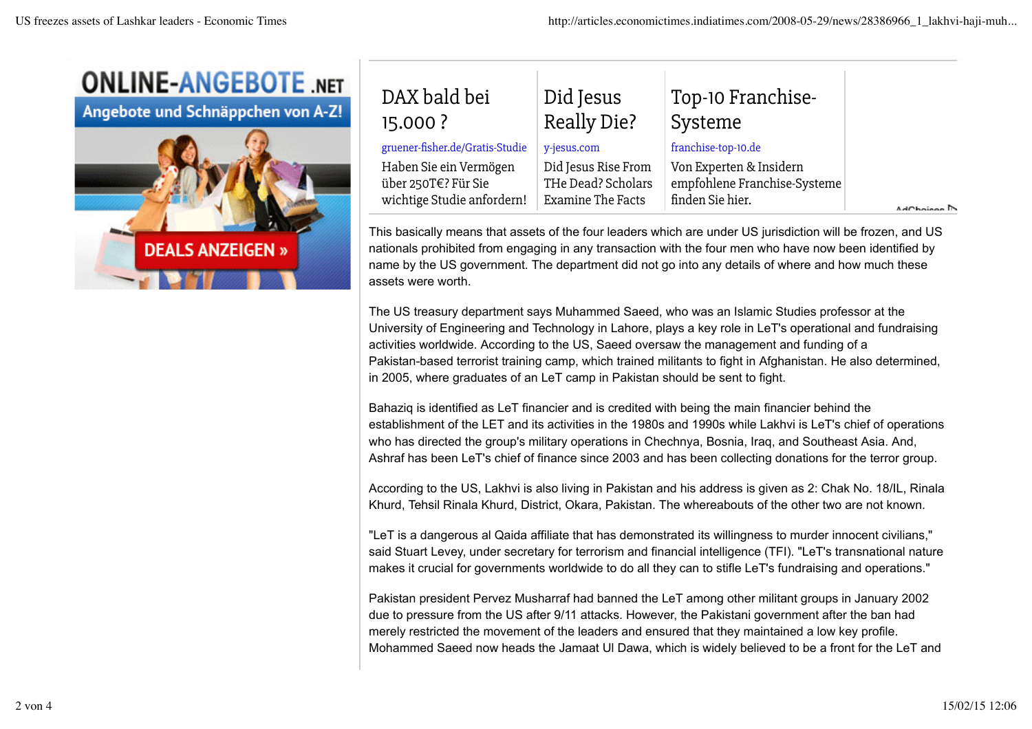This basically means that assets of the four leaders which are under US jurisdiction will be frozen, and US nationals prohibited from engaging in any transaction with the four men who have now been identified by name by the US government. The department did not go into any details of where and how much these assets were worth.

The US treasury department says Muhammed Saeed, who was an Islamic Studies professor at the University of Engineering and Technology in Lahore, plays a key role in LeT's operational and fundraising activities worldwide. According to the US, Saeed oversaw the management and funding of a Pakistan-based terrorist training camp, which trained militants to fight in Afghanistan. He also determined, in 2005, where graduates of an LeT camp in Pakistan should be sent to fight.

Bahaziq is identified as LeT financier and is credited with being the main financier behind the establishment of the LET and its activities in the 1980s and 1990s while Lakhvi is LeT's chief of operations who has directed the group's military operations in Chechnya, Bosnia, Iraq, and Southeast Asia. And, Ashraf has been LeT's chief of finance since 2003 and has been collecting donations for the terror group.

According to the US, Lakhvi is also living in Pakistan and his address is given as 2: Chak No. 18/IL, Rinala Khurd, Tehsil Rinala Khurd, District, Okara, Pakistan. The whereabouts of the other two are not known.

"LeT is a dangerous al Qaida affiliate that has demonstrated its willingness to murder innocent civilians," said Stuart Levey, under secretary for terrorism and financial intelligence (TFI). "LeT's transnational nature makes it crucial for governments worldwide to do all they can to stifle LeT's fundraising and operations."

Pakistan president Pervez Musharraf had banned the LeT among other militant groups in January 2002 due to pressure from the US after 9/11 attacks. However, the Pakistani government after the ban had merely restricted the movement of the leaders and ensured that they maintained a low key profile. Mohammed Saeed now heads the Jamaat Ul Dawa, which is widely believed to be a front for the LeT and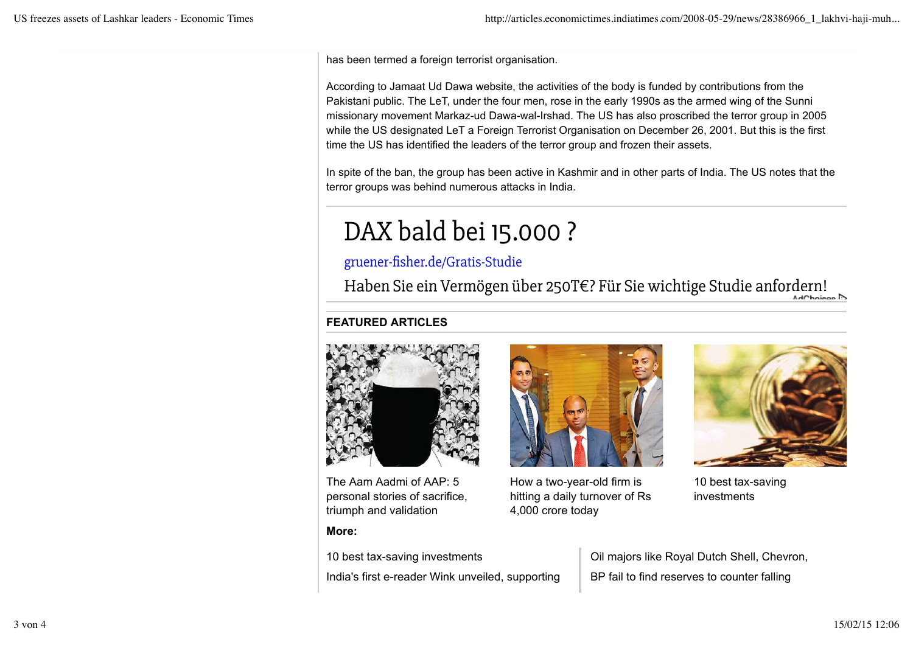has been termed a foreign terrorist organisation.

According to Jamaat Ud Dawa website, the activities of the body is funded by contributions from the Pakistani public. The LeT, under the four men, rose in the early 1990s as the armed wing of the Sunni missionary movement Markaz-ud Dawa-wal-Irshad. The US has also proscribed the terror group in 2005 while the US designated LeT a Foreign Terrorist Organisation on December 26, 2001. But this is the first time the US has identified the leaders of the terror group and frozen their assets.

In spite of the ban, the group has been active in Kashmir and in other parts of India. The US notes that the terror groups was behind numerous attacks in India.

DAX bald bei 15.000 ?

gruener-fisher.de/Gratis-Studie

Haben Sie ein Vermögen über 250T€? Für Sie wichtige Studie anfordern!

AdChoices

**FEATURED ARTICLES**

The Aam Aadmi of AAP: 5 personal stories of sacrifice, triumph and validation

How a two-year-old firm is hitting a daily turnover of Rs 4,000 crore today

10 best tax-saving investments

**More:**

10 best tax-saving investments

India's first e-reader Wink unveiled, supporting

Oil majors like Royal Dutch Shell, Chevron, BP fail to find reserves to counter falling